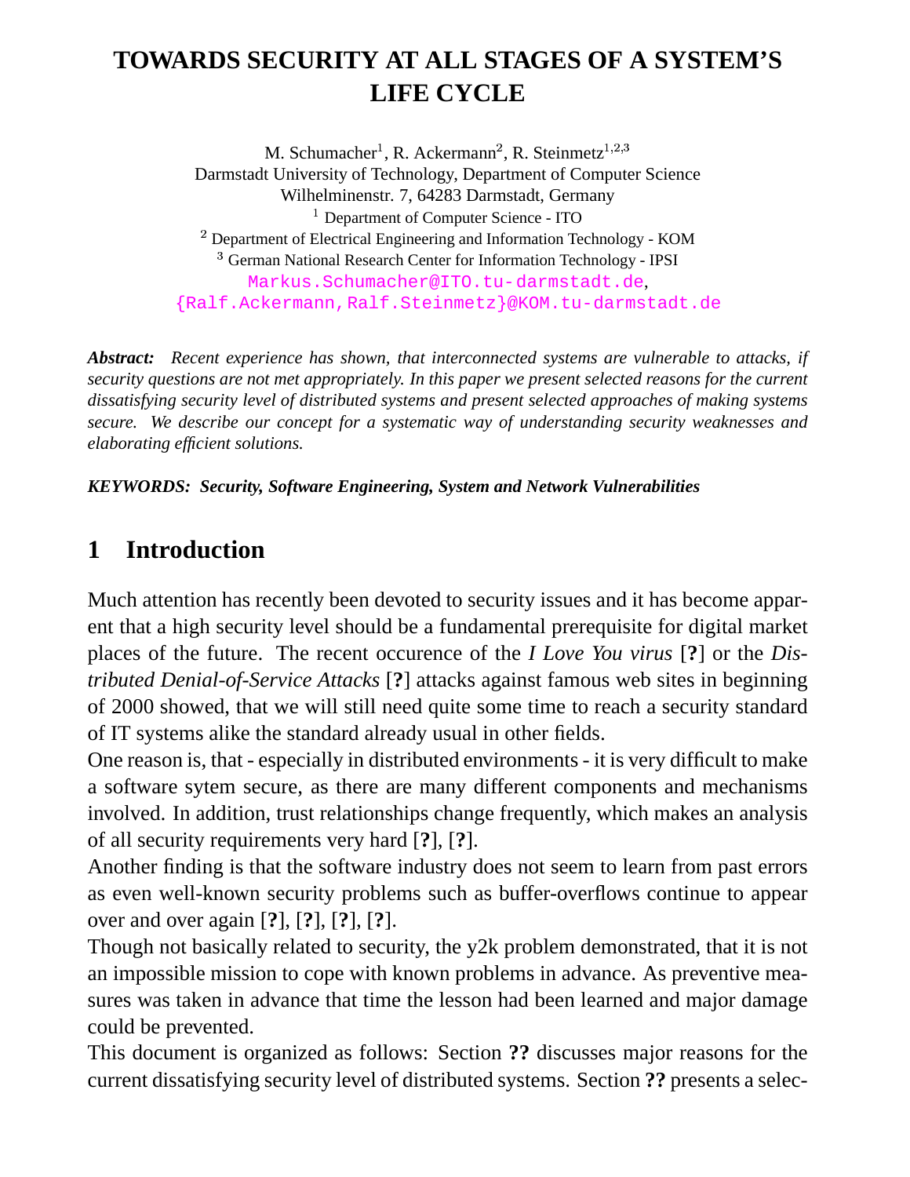# TOWARDS SECURITY AT ALL STAGES OF A SYSTEM'S LIFE CYCLE

M. Schumacher[1], R. Ackermann[2], R. Steinmetz[1,2,3]
Darmstadt University of Technology, Department of Computer Science
Wilhelminenstr. 7, 64283 Darmstadt, Germany
[1] Department of Computer Science - ITO
[2] Department of Electrical Engineering and Information Technology - KOM
[3] German National Research Center for Information Technology - IPSI
Markus.Schumacher@ITO.tu-darmstadt.de,
{Ralf.Ackermann,Ralf.Steinmetz}@KOM.tu-darmstadt.de

***Abstract:*** *Recent experience has shown, that interconnected systems are vulnerable to attacks, if security questions are not met appropriately. In this paper we present selected reasons for the current dissatisfying security level of distributed systems and present selected approaches of making systems secure. We describe our concept for a systematic way of understanding security weaknesses and elaborating efficient solutions.*

***KEYWORDS: Security, Software Engineering, System and Network Vulnerabilities***

## 1 Introduction

Much attention has recently been devoted to security issues and it has become apparent that a high security level should be a fundamental prerequisite for digital market places of the future. The recent occurence of the *I Love You virus* [**?**] or the *Distributed Denial-of-Service Attacks* [**?**] attacks against famous web sites in beginning of 2000 showed, that we will still need quite some time to reach a security standard of IT systems alike the standard already usual in other fields.

One reason is, that - especially in distributed environments - it is very difficult to make a software sytem secure, as there are many different components and mechanisms involved. In addition, trust relationships change frequently, which makes an analysis of all security requirements very hard [**?**], [**?**].

Another finding is that the software industry does not seem to learn from past errors as even well-known security problems such as buffer-overflows continue to appear over and over again [**?**], [**?**], [**?**], [**?**].

Though not basically related to security, the y2k problem demonstrated, that it is not an impossible mission to cope with known problems in advance. As preventive measures was taken in advance that time the lesson had been learned and major damage could be prevented.

This document is organized as follows: Section **??** discusses major reasons for the current dissatisfying security level of distributed systems. Section **??** presents a selec-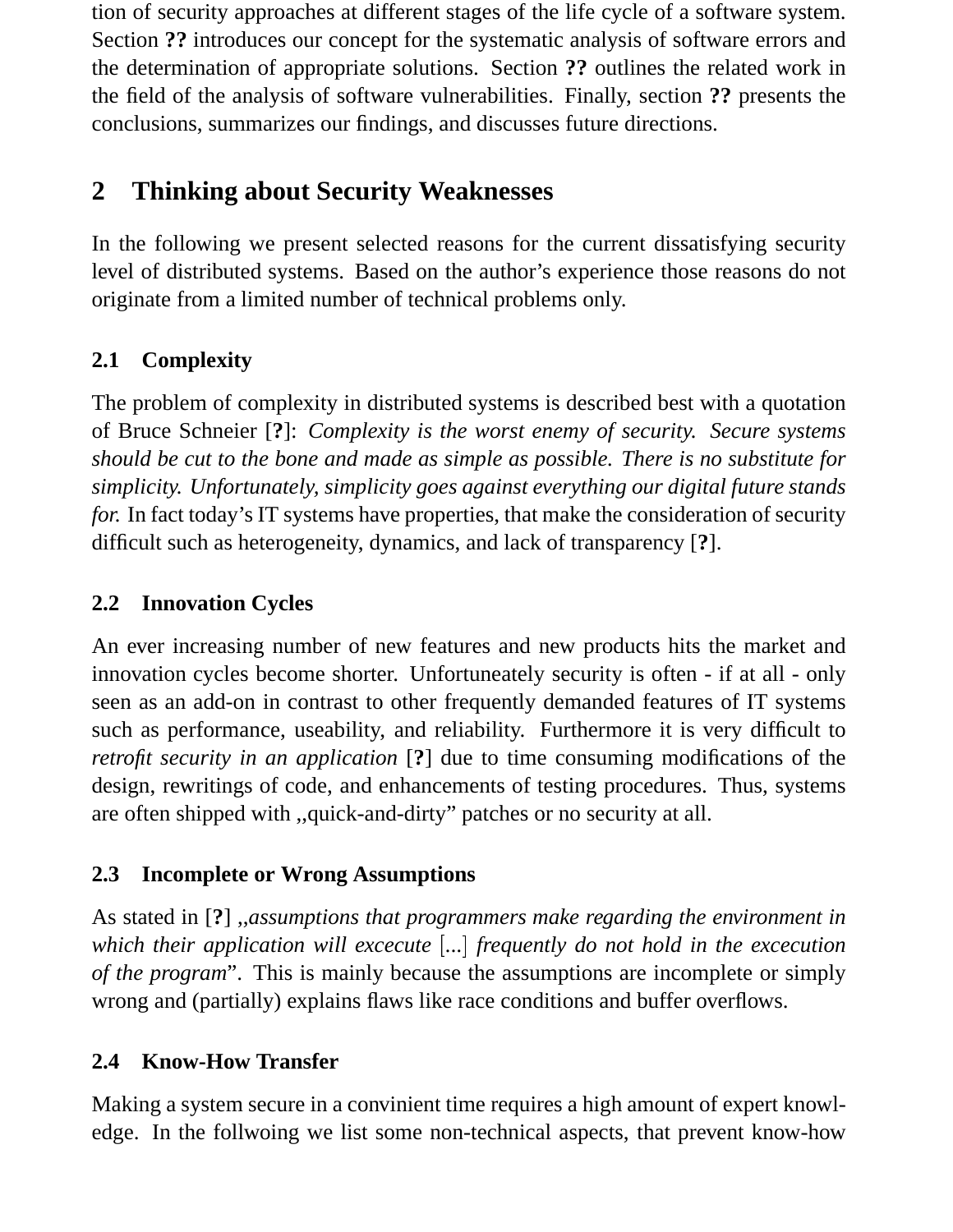tion of security approaches at different stages of the life cycle of a software system. Section **??** introduces our concept for the systematic analysis of software errors and the determination of appropriate solutions. Section **??** outlines the related work in the field of the analysis of software vulnerabilities. Finally, section **??** presents the conclusions, summarizes our findings, and discusses future directions.

## 2 Thinking about Security Weaknesses

In the following we present selected reasons for the current dissatisfying security level of distributed systems. Based on the author's experience those reasons do not originate from a limited number of technical problems only.

### 2.1 Complexity

The problem of complexity in distributed systems is described best with a quotation of Bruce Schneier [**?**]: *Complexity is the worst enemy of security. Secure systems should be cut to the bone and made as simple as possible. There is no substitute for simplicity. Unfortunately, simplicity goes against everything our digital future stands for.* In fact today's IT systems have properties, that make the consideration of security difficult such as heterogeneity, dynamics, and lack of transparency [**?**].

### 2.2 Innovation Cycles

An ever increasing number of new features and new products hits the market and innovation cycles become shorter. Unfortuneately security is often - if at all - only seen as an add-on in contrast to other frequently demanded features of IT systems such as performance, useability, and reliability. Furthermore it is very difficult to *retrofit security in an application* [**?**] due to time consuming modifications of the design, rewritings of code, and enhancements of testing procedures. Thus, systems are often shipped with „quick-and-dirty" patches or no security at all.

### 2.3 Incomplete or Wrong Assumptions

As stated in [**?**] „*assumptions that programmers make regarding the environment in which their application will excecute* [...] *frequently do not hold in the excecution of the program*". This is mainly because the assumptions are incomplete or simply wrong and (partially) explains flaws like race conditions and buffer overflows.

### 2.4 Know-How Transfer

Making a system secure in a convinient time requires a high amount of expert knowledge. In the follwoing we list some non-technical aspects, that prevent know-how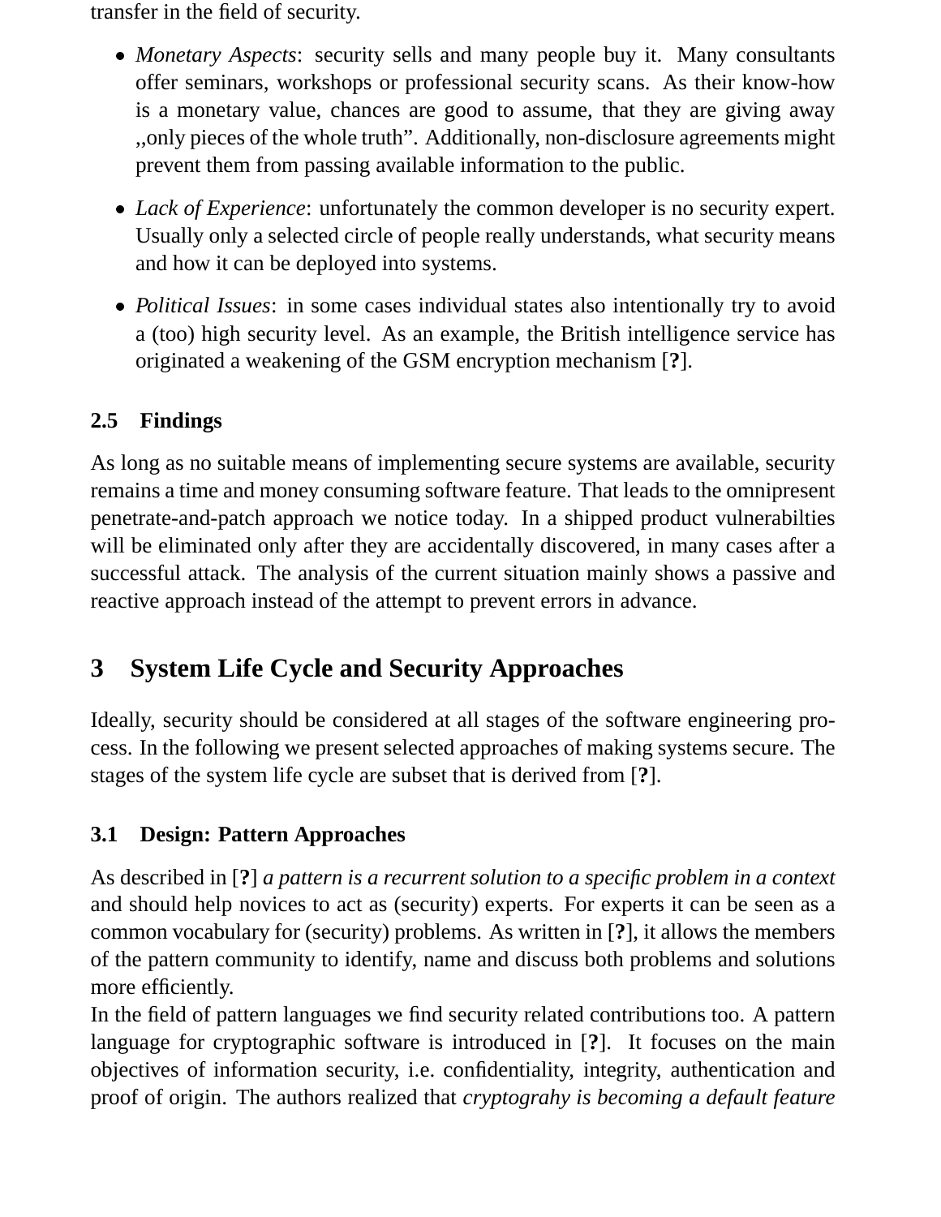transfer in the field of security.

- *Monetary Aspects*: security sells and many people buy it. Many consultants offer seminars, workshops or professional security scans. As their know-how is a monetary value, chances are good to assume, that they are giving away „only pieces of the whole truth". Additionally, non-disclosure agreements might prevent them from passing available information to the public.
- *Lack of Experience*: unfortunately the common developer is no security expert. Usually only a selected circle of people really understands, what security means and how it can be deployed into systems.
- *Political Issues*: in some cases individual states also intentionally try to avoid a (too) high security level. As an example, the British intelligence service has originated a weakening of the GSM encryption mechanism [**?**].

### 2.5 Findings

As long as no suitable means of implementing secure systems are available, security remains a time and money consuming software feature. That leads to the omnipresent penetrate-and-patch approach we notice today. In a shipped product vulnerabilties will be eliminated only after they are accidentally discovered, in many cases after a successful attack. The analysis of the current situation mainly shows a passive and reactive approach instead of the attempt to prevent errors in advance.

## 3 System Life Cycle and Security Approaches

Ideally, security should be considered at all stages of the software engineering process. In the following we present selected approaches of making systems secure. The stages of the system life cycle are subset that is derived from [**?**].

### 3.1 Design: Pattern Approaches

As described in [**?**] *a pattern is a recurrent solution to a specific problem in a context* and should help novices to act as (security) experts. For experts it can be seen as a common vocabulary for (security) problems. As written in [**?**], it allows the members of the pattern community to identify, name and discuss both problems and solutions more efficiently.

In the field of pattern languages we find security related contributions too. A pattern language for cryptographic software is introduced in [**?**]. It focuses on the main objectives of information security, i.e. confidentiality, integrity, authentication and proof of origin. The authors realized that *cryptograhy is becoming a default feature*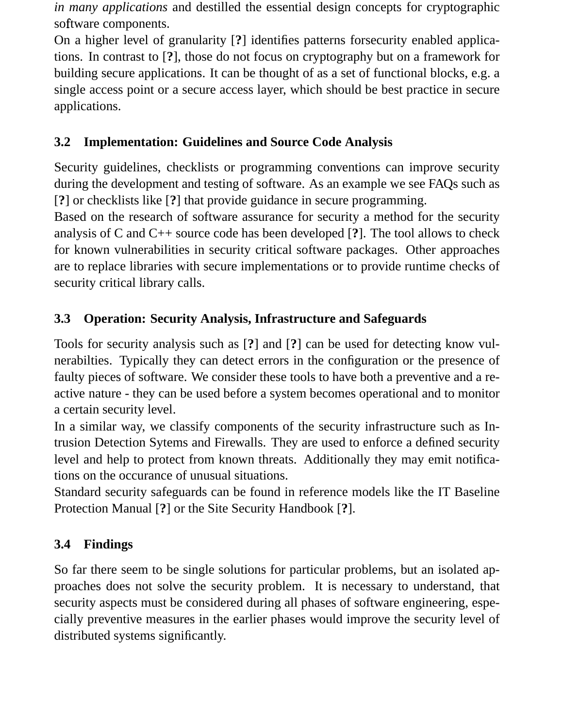*in many applications* and destilled the essential design concepts for cryptographic software components.

On a higher level of granularity [**?**] identifies patterns forsecurity enabled applications. In contrast to [**?**], those do not focus on cryptography but on a framework for building secure applications. It can be thought of as a set of functional blocks, e.g. a single access point or a secure access layer, which should be best practice in secure applications.

### 3.2 Implementation: Guidelines and Source Code Analysis

Security guidelines, checklists or programming conventions can improve security during the development and testing of software. As an example we see FAQs such as [**?**] or checklists like [**?**] that provide guidance in secure programming.

Based on the research of software assurance for security a method for the security analysis of C and C++ source code has been developed [**?**]. The tool allows to check for known vulnerabilities in security critical software packages. Other approaches are to replace libraries with secure implementations or to provide runtime checks of security critical library calls.

### 3.3 Operation: Security Analysis, Infrastructure and Safeguards

Tools for security analysis such as [**?**] and [**?**] can be used for detecting know vulnerabilties. Typically they can detect errors in the configuration or the presence of faulty pieces of software. We consider these tools to have both a preventive and a reactive nature - they can be used before a system becomes operational and to monitor a certain security level.

In a similar way, we classify components of the security infrastructure such as Intrusion Detection Sytems and Firewalls. They are used to enforce a defined security level and help to protect from known threats. Additionally they may emit notifications on the occurance of unusual situations.

Standard security safeguards can be found in reference models like the IT Baseline Protection Manual [**?**] or the Site Security Handbook [**?**].

### 3.4 Findings

So far there seem to be single solutions for particular problems, but an isolated approaches does not solve the security problem. It is necessary to understand, that security aspects must be considered during all phases of software engineering, especially preventive measures in the earlier phases would improve the security level of distributed systems significantly.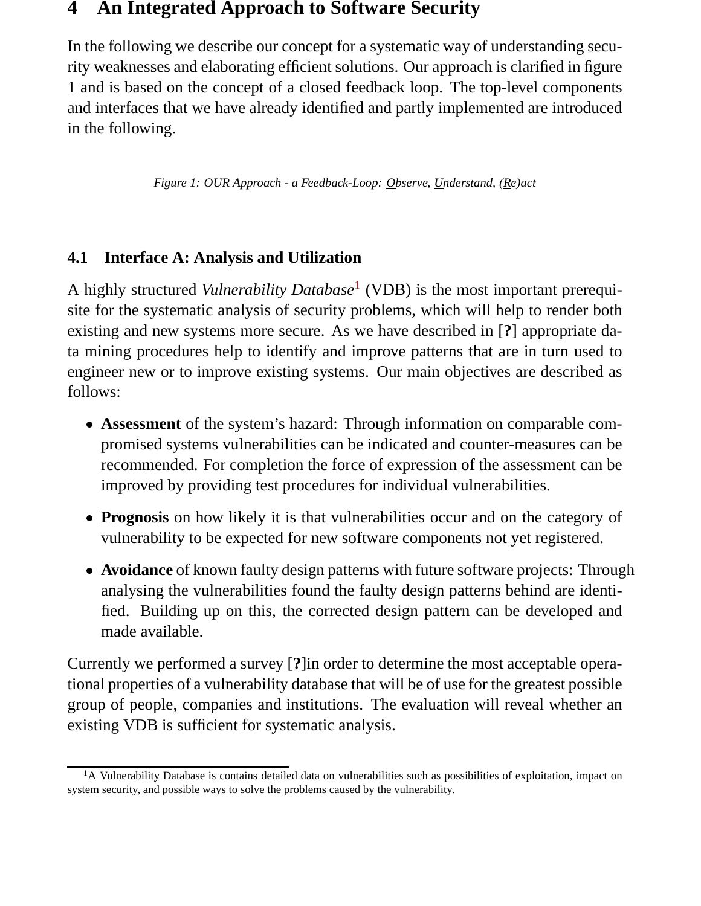# 4 An Integrated Approach to Software Security

In the following we describe our concept for a systematic way of understanding security weaknesses and elaborating efficient solutions. Our approach is clarified in figure 1 and is based on the concept of a closed feedback loop. The top-level components and interfaces that we have already identified and partly implemented are introduced in the following.

*Figure 1: OUR Approach - a Feedback-Loop: Observe, Understand, (Re)act*

## 4.1 Interface A: Analysis and Utilization

A highly structured *Vulnerability Database*[1] (VDB) is the most important prerequisite for the systematic analysis of security problems, which will help to render both existing and new systems more secure. As we have described in [**?**] appropriate data mining procedures help to identify and improve patterns that are in turn used to engineer new or to improve existing systems. Our main objectives are described as follows:

- **Assessment** of the system's hazard: Through information on comparable compromised systems vulnerabilities can be indicated and counter-measures can be recommended. For completion the force of expression of the assessment can be improved by providing test procedures for individual vulnerabilities.
- **Prognosis** on how likely it is that vulnerabilities occur and on the category of vulnerability to be expected for new software components not yet registered.
- **Avoidance** of known faulty design patterns with future software projects: Through analysing the vulnerabilities found the faulty design patterns behind are identified. Building up on this, the corrected design pattern can be developed and made available.

Currently we performed a survey [**?**]in order to determine the most acceptable operational properties of a vulnerability database that will be of use for the greatest possible group of people, companies and institutions. The evaluation will reveal whether an existing VDB is sufficient for systematic analysis.

[1] A Vulnerability Database is contains detailed data on vulnerabilities such as possibilities of exploitation, impact on system security, and possible ways to solve the problems caused by the vulnerability.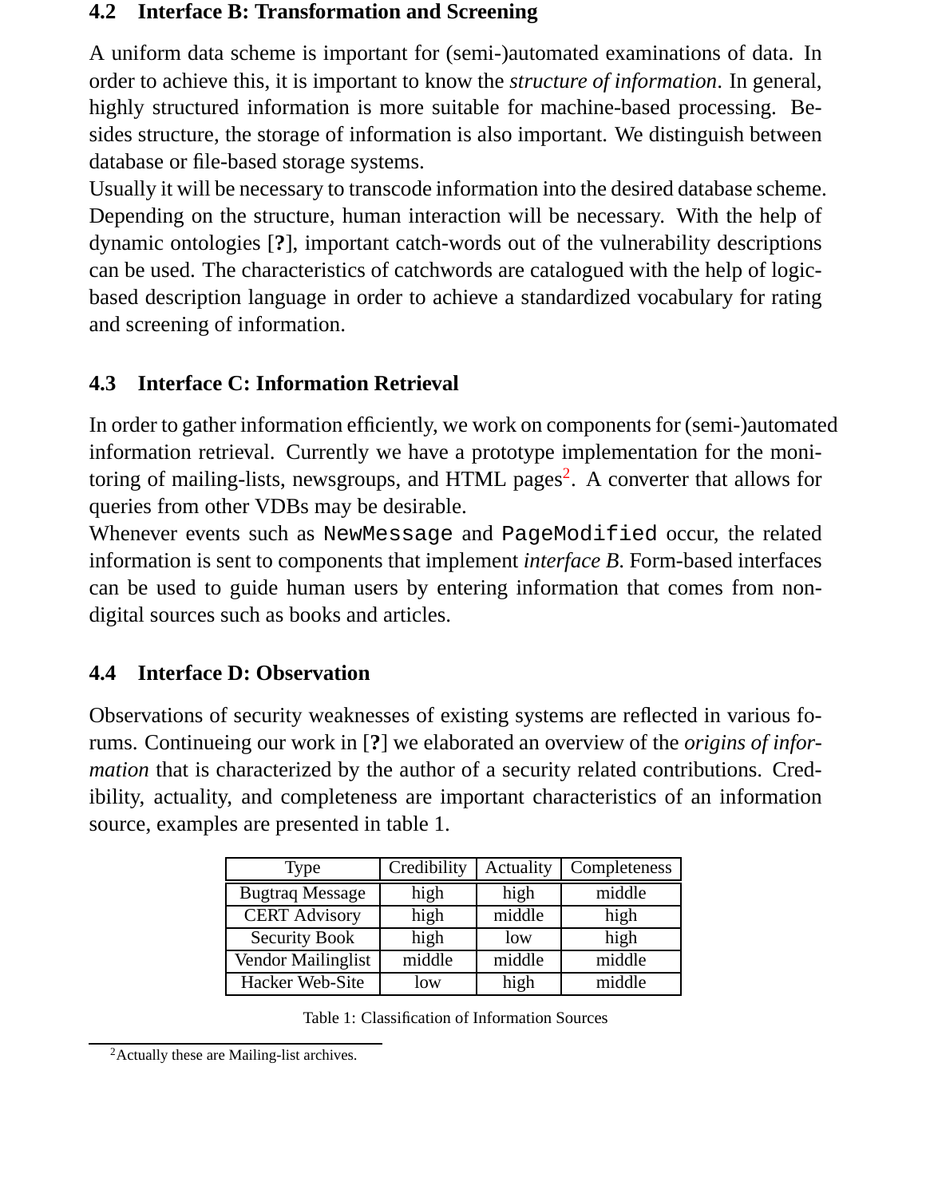### 4.2 Interface B: Transformation and Screening

A uniform data scheme is important for (semi-)automated examinations of data. In order to achieve this, it is important to know the *structure of information*. In general, highly structured information is more suitable for machine-based processing. Besides structure, the storage of information is also important. We distinguish between database or file-based storage systems.
Usually it will be necessary to transcode information into the desired database scheme. Depending on the structure, human interaction will be necessary. With the help of dynamic ontologies [**?**], important catch-words out of the vulnerability descriptions can be used. The characteristics of catchwords are catalogued with the help of logic-based description language in order to achieve a standardized vocabulary for rating and screening of information.

### 4.3 Interface C: Information Retrieval

In order to gather information efficiently, we work on components for (semi-)automated information retrieval. Currently we have a prototype implementation for the monitoring of mailing-lists, newsgroups, and HTML pages[2]. A converter that allows for queries from other VDBs may be desirable.
Whenever events such as `NewMessage` and `PageModified` occur, the related information is sent to components that implement *interface B*. Form-based interfaces can be used to guide human users by entering information that comes from non-digital sources such as books and articles.

### 4.4 Interface D: Observation

Observations of security weaknesses of existing systems are reflected in various forums. Continueing our work in [**?**] we elaborated an overview of the *origins of information* that is characterized by the author of a security related contributions. Credibility, actuality, and completeness are important characteristics of an information source, examples are presented in table 1.

| Type | Credibility | Actuality | Completeness |
|---|---|---|---|
| Bugtraq Message | high | high | middle |
| CERT Advisory | high | middle | high |
| Security Book | high | low | high |
| Vendor Mailinglist | middle | middle | middle |
| Hacker Web-Site | low | high | middle |

Table 1: Classification of Information Sources

[2] Actually these are Mailing-list archives.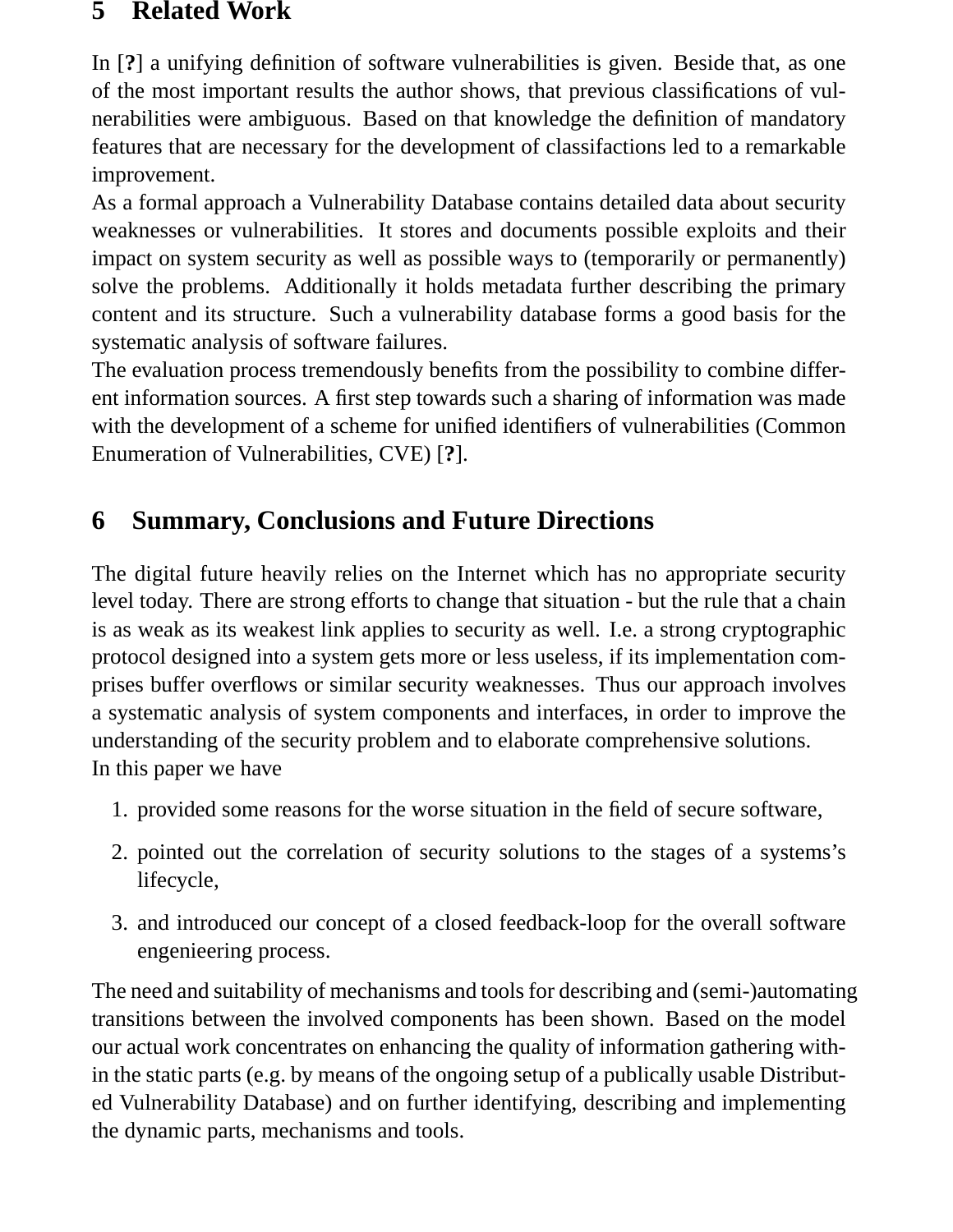## 5 Related Work

In [**?**] a unifying definition of software vulnerabilities is given. Beside that, as one of the most important results the author shows, that previous classifications of vulnerabilities were ambiguous. Based on that knowledge the definition of mandatory features that are necessary for the development of classifactions led to a remarkable improvement.

As a formal approach a Vulnerability Database contains detailed data about security weaknesses or vulnerabilities. It stores and documents possible exploits and their impact on system security as well as possible ways to (temporarily or permanently) solve the problems. Additionally it holds metadata further describing the primary content and its structure. Such a vulnerability database forms a good basis for the systematic analysis of software failures.

The evaluation process tremendously benefits from the possibility to combine different information sources. A first step towards such a sharing of information was made with the development of a scheme for unified identifiers of vulnerabilities (Common Enumeration of Vulnerabilities, CVE) [**?**].

## 6 Summary, Conclusions and Future Directions

The digital future heavily relies on the Internet which has no appropriate security level today. There are strong efforts to change that situation - but the rule that a chain is as weak as its weakest link applies to security as well. I.e. a strong cryptographic protocol designed into a system gets more or less useless, if its implementation comprises buffer overflows or similar security weaknesses. Thus our approach involves a systematic analysis of system components and interfaces, in order to improve the understanding of the security problem and to elaborate comprehensive solutions.

In this paper we have

1. provided some reasons for the worse situation in the field of secure software,
2. pointed out the correlation of security solutions to the stages of a systems's lifecycle,
3. and introduced our concept of a closed feedback-loop for the overall software engenieering process.

The need and suitability of mechanisms and tools for describing and (semi-)automating transitions between the involved components has been shown. Based on the model our actual work concentrates on enhancing the quality of information gathering within the static parts (e.g. by means of the ongoing setup of a publically usable Distributed Vulnerability Database) and on further identifying, describing and implementing the dynamic parts, mechanisms and tools.